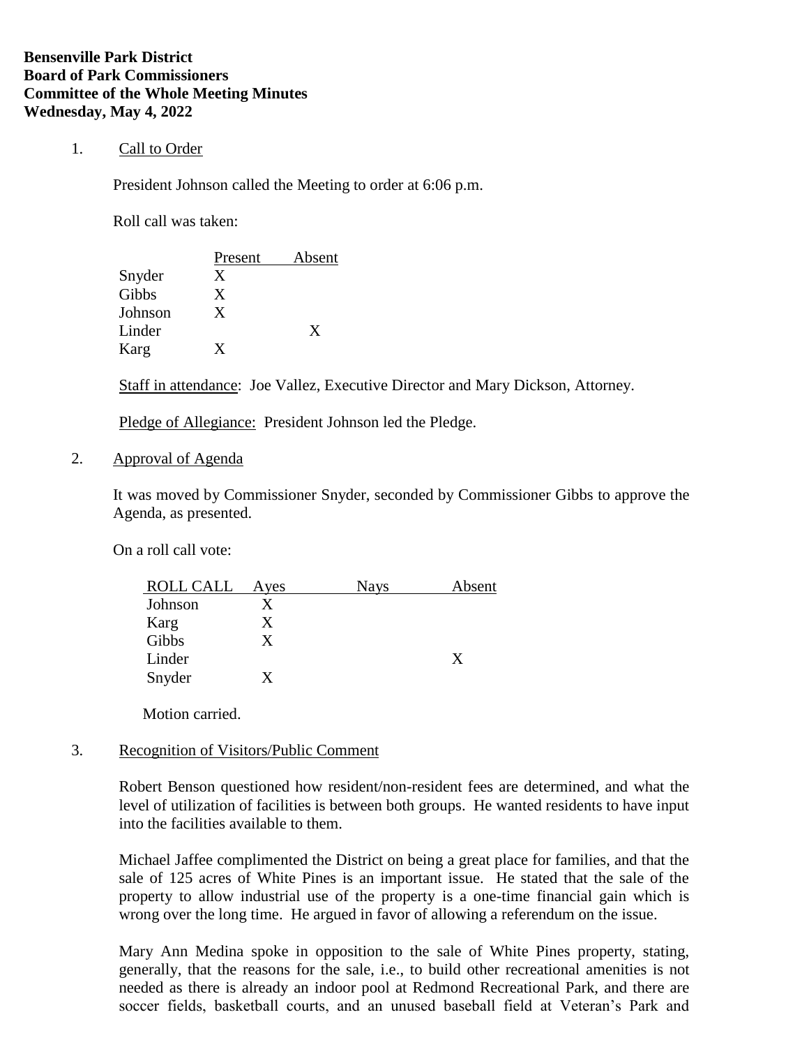**Bensenville Park District**
**Board of Park Commissioners**
**Committee of the Whole Meeting Minutes**
**Wednesday, May 4, 2022**

1. Call to Order

   President Johnson called the Meeting to order at 6:06 p.m.

   Roll call was taken:

| | Present | Absent |
|---|---|---|
| Snyder | X | |
| Gibbs | X | |
| Johnson | X | |
| Linder | | X |
| Karg | X | |

   Staff in attendance: Joe Vallez, Executive Director and Mary Dickson, Attorney.

   Pledge of Allegiance: President Johnson led the Pledge.

2. Approval of Agenda

   It was moved by Commissioner Snyder, seconded by Commissioner Gibbs to approve the Agenda, as presented.

   On a roll call vote:

| ROLL CALL | Ayes | Nays | Absent |
|---|---|---|---|
| Johnson | X | | |
| Karg | X | | |
| Gibbs | X | | |
| Linder | | | X |
| Snyder | X | | |

   Motion carried.

3. Recognition of Visitors/Public Comment

   Robert Benson questioned how resident/non-resident fees are determined, and what the level of utilization of facilities is between both groups. He wanted residents to have input into the facilities available to them.

   Michael Jaffee complimented the District on being a great place for families, and that the sale of 125 acres of White Pines is an important issue. He stated that the sale of the property to allow industrial use of the property is a one-time financial gain which is wrong over the long time. He argued in favor of allowing a referendum on the issue.

   Mary Ann Medina spoke in opposition to the sale of White Pines property, stating, generally, that the reasons for the sale, i.e., to build other recreational amenities is not needed as there is already an indoor pool at Redmond Recreational Park, and there are soccer fields, basketball courts, and an unused baseball field at Veteran's Park and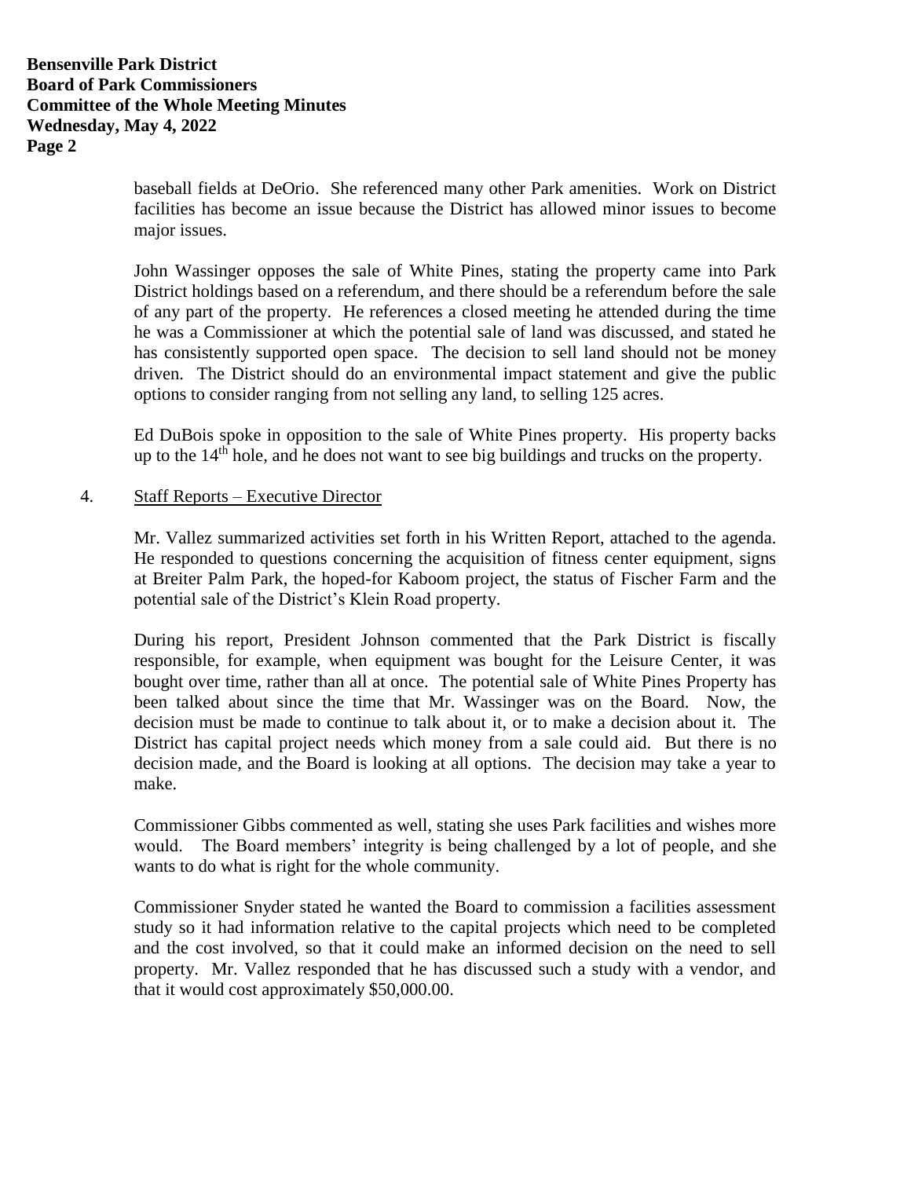baseball fields at DeOrio. She referenced many other Park amenities. Work on District facilities has become an issue because the District has allowed minor issues to become major issues.

John Wassinger opposes the sale of White Pines, stating the property came into Park District holdings based on a referendum, and there should be a referendum before the sale of any part of the property. He references a closed meeting he attended during the time he was a Commissioner at which the potential sale of land was discussed, and stated he has consistently supported open space. The decision to sell land should not be money driven. The District should do an environmental impact statement and give the public options to consider ranging from not selling any land, to selling 125 acres.

Ed DuBois spoke in opposition to the sale of White Pines property. His property backs up to the 14th hole, and he does not want to see big buildings and trucks on the property.

4. Staff Reports – Executive Director

Mr. Vallez summarized activities set forth in his Written Report, attached to the agenda. He responded to questions concerning the acquisition of fitness center equipment, signs at Breiter Palm Park, the hoped-for Kaboom project, the status of Fischer Farm and the potential sale of the District's Klein Road property.

During his report, President Johnson commented that the Park District is fiscally responsible, for example, when equipment was bought for the Leisure Center, it was bought over time, rather than all at once. The potential sale of White Pines Property has been talked about since the time that Mr. Wassinger was on the Board. Now, the decision must be made to continue to talk about it, or to make a decision about it. The District has capital project needs which money from a sale could aid. But there is no decision made, and the Board is looking at all options. The decision may take a year to make.

Commissioner Gibbs commented as well, stating she uses Park facilities and wishes more would. The Board members' integrity is being challenged by a lot of people, and she wants to do what is right for the whole community.

Commissioner Snyder stated he wanted the Board to commission a facilities assessment study so it had information relative to the capital projects which need to be completed and the cost involved, so that it could make an informed decision on the need to sell property. Mr. Vallez responded that he has discussed such a study with a vendor, and that it would cost approximately $50,000.00.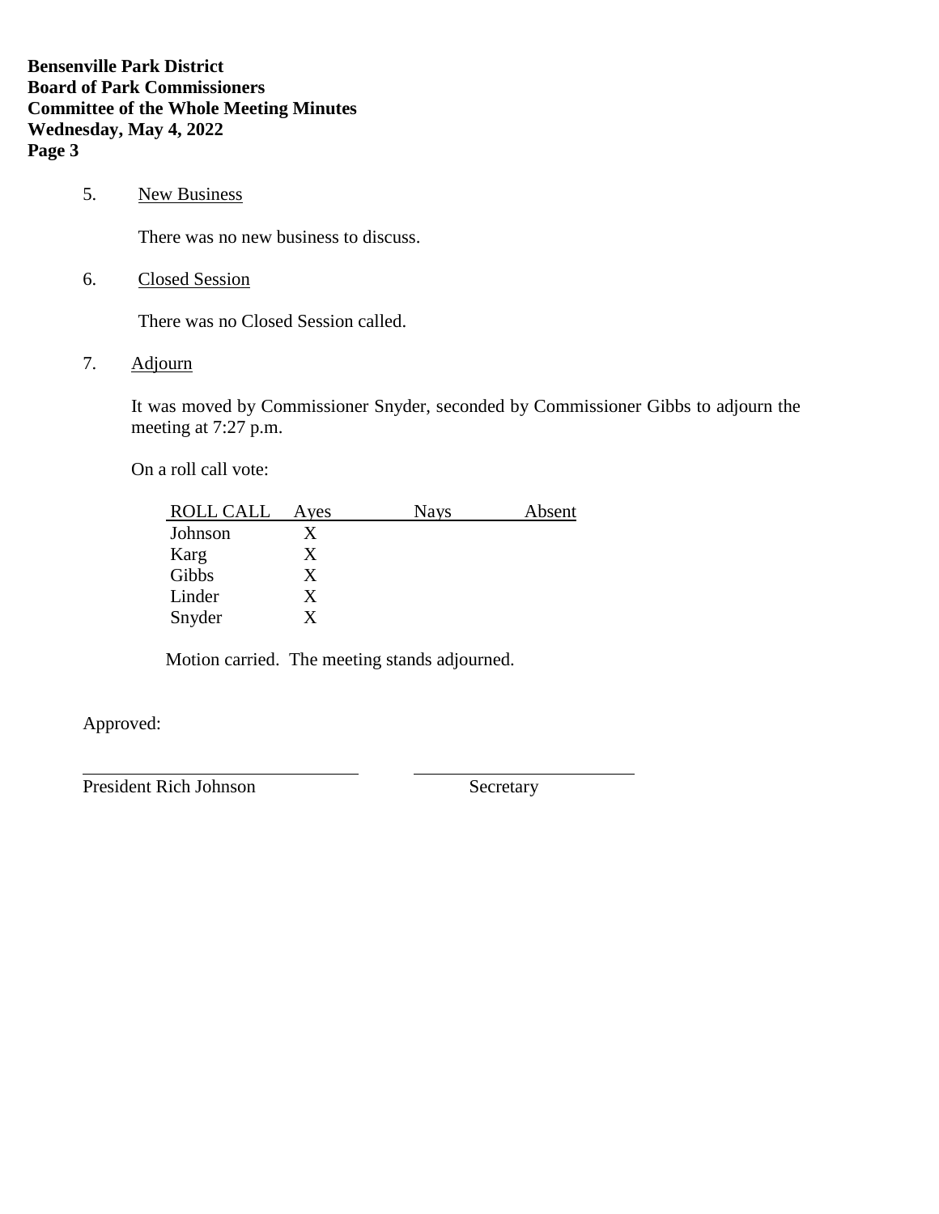5. New Business

There was no new business to discuss.

6. Closed Session

There was no Closed Session called.

7. Adjourn

It was moved by Commissioner Snyder, seconded by Commissioner Gibbs to adjourn the meeting at 7:27 p.m.

On a roll call vote:

| ROLL CALL | Ayes | Nays | Absent |
|---|---|---|---|
| Johnson | X | | |
| Karg | X | | |
| Gibbs | X | | |
| Linder | X | | |
| Snyder | X | | |

Motion carried. The meeting stands adjourned.

Approved:

\_\_\_\_\_\_\_\_\_\_\_\_\_\_\_\_\_\_\_\_\_\_\_\_\_\_\_\_\_\_ \_\_\_\_\_\_\_\_\_\_\_\_\_\_\_\_\_\_\_\_\_\_\_\_\_\_\_\_\_\_

President Rich Johnson Secretary